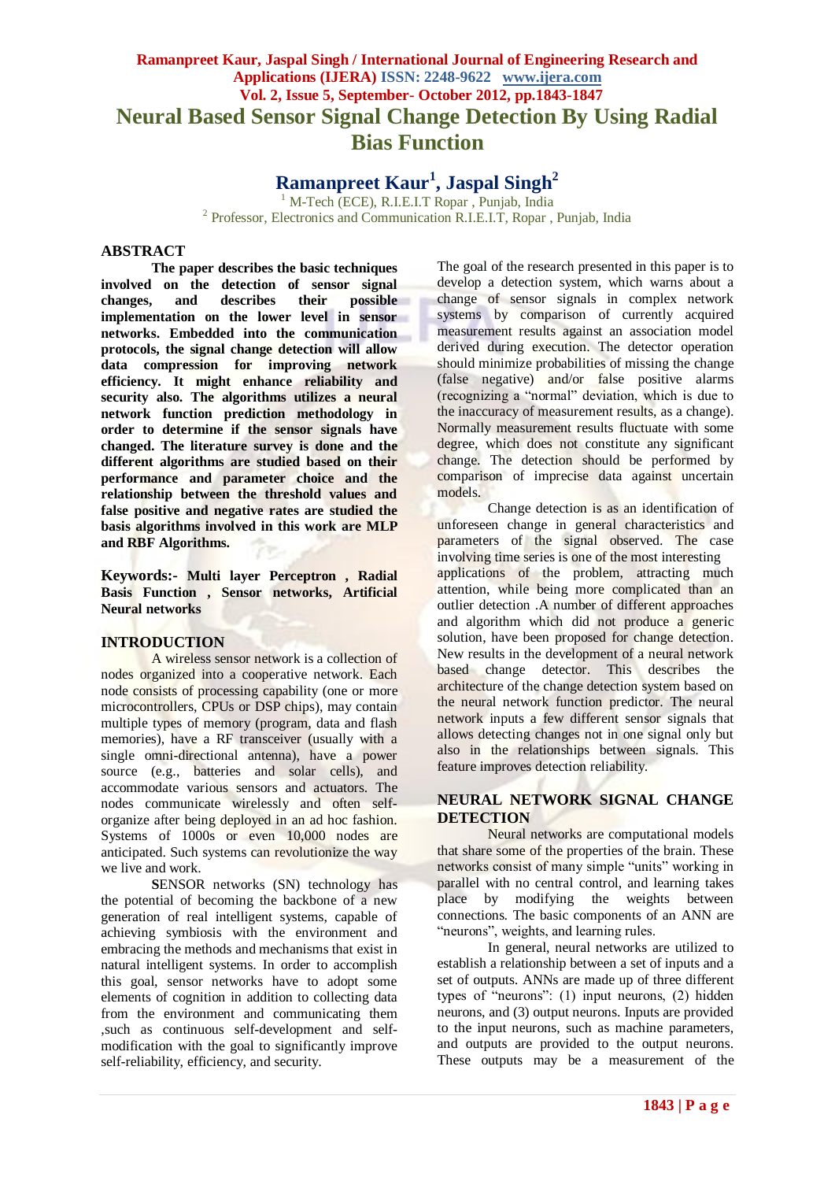# Neural Based Sensor Signal Change Detection By Using Radial Bias Function

**Ramanpreet Kaur[1], Jaspal Singh[2]**

[1] M-Tech (ECE), R.I.E.I.T Ropar , Punjab, India

[2] Professor, Electronics and Communication R.I.E.I.T, Ropar , Punjab, India

## ABSTRACT

**The paper describes the basic techniques involved on the detection of sensor signal changes, and describes their possible implementation on the lower level in sensor networks. Embedded into the communication protocols, the signal change detection will allow data compression for improving network efficiency. It might enhance reliability and security also. The algorithms utilizes a neural network function prediction methodology in order to determine if the sensor signals have changed. The literature survey is done and the different algorithms are studied based on their performance and parameter choice and the relationship between the threshold values and false positive and negative rates are studied the basis algorithms involved in this work are MLP and RBF Algorithms.**

**Keywords:- Multi layer Perceptron , Radial Basis Function , Sensor networks, Artificial Neural networks**

## INTRODUCTION

A wireless sensor network is a collection of nodes organized into a cooperative network. Each node consists of processing capability (one or more microcontrollers, CPUs or DSP chips), may contain multiple types of memory (program, data and flash memories), have a RF transceiver (usually with a single omni-directional antenna), have a power source (e.g., batteries and solar cells), and accommodate various sensors and actuators. The nodes communicate wirelessly and often self-organize after being deployed in an ad hoc fashion. Systems of 1000s or even 10,000 nodes are anticipated. Such systems can revolutionize the way we live and work.

**S**ENSOR networks (SN) technology has the potential of becoming the backbone of a new generation of real intelligent systems, capable of achieving symbiosis with the environment and embracing the methods and mechanisms that exist in natural intelligent systems. In order to accomplish this goal, sensor networks have to adopt some elements of cognition in addition to collecting data from the environment and communicating them ,such as continuous self-development and self-modification with the goal to significantly improve self-reliability, efficiency, and security.

The goal of the research presented in this paper is to develop a detection system, which warns about a change of sensor signals in complex network systems by comparison of currently acquired measurement results against an association model derived during execution. The detector operation should minimize probabilities of missing the change (false negative) and/or false positive alarms (recognizing a "normal" deviation, which is due to the inaccuracy of measurement results, as a change). Normally measurement results fluctuate with some degree, which does not constitute any significant change. The detection should be performed by comparison of imprecise data against uncertain models.

Change detection is as an identification of unforeseen change in general characteristics and parameters of the signal observed. The case involving time series is one of the most interesting applications of the problem, attracting much attention, while being more complicated than an outlier detection .A number of different approaches and algorithm which did not produce a generic solution, have been proposed for change detection. New results in the development of a neural network based change detector. This describes the architecture of the change detection system based on the neural network function predictor. The neural network inputs a few different sensor signals that allows detecting changes not in one signal only but also in the relationships between signals. This feature improves detection reliability.

## NEURAL NETWORK SIGNAL CHANGE DETECTION

Neural networks are computational models that share some of the properties of the brain. These networks consist of many simple "units" working in parallel with no central control, and learning takes place by modifying the weights between connections. The basic components of an ANN are "neurons", weights, and learning rules.

In general, neural networks are utilized to establish a relationship between a set of inputs and a set of outputs. ANNs are made up of three different types of "neurons": (1) input neurons, (2) hidden neurons, and (3) output neurons. Inputs are provided to the input neurons, such as machine parameters, and outputs are provided to the output neurons. These outputs may be a measurement of the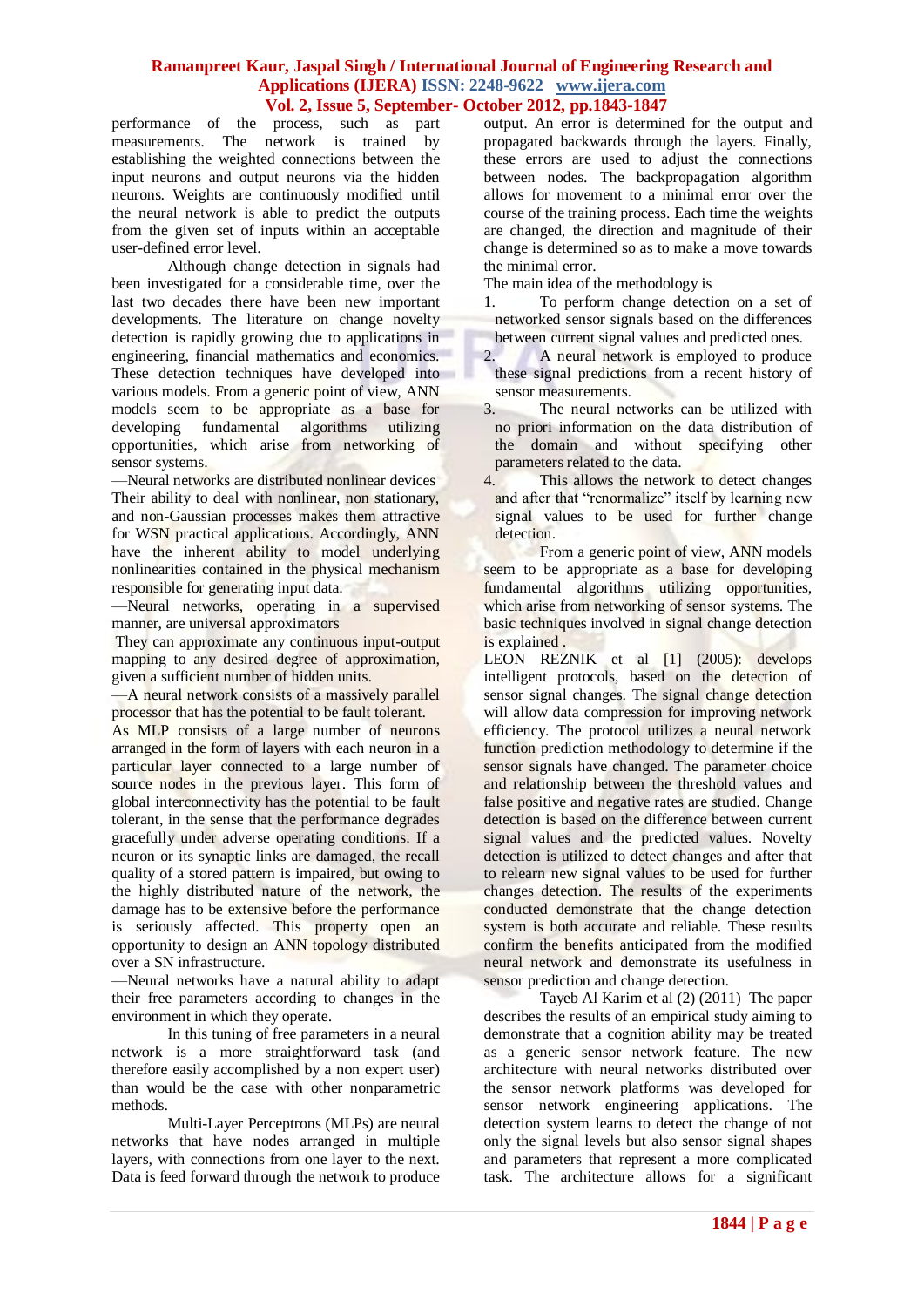performance of the process, such as part measurements. The network is trained by establishing the weighted connections between the input neurons and output neurons via the hidden neurons. Weights are continuously modified until the neural network is able to predict the outputs from the given set of inputs within an acceptable user-defined error level.

Although change detection in signals had been investigated for a considerable time, over the last two decades there have been new important developments. The literature on change novelty detection is rapidly growing due to applications in engineering, financial mathematics and economics. These detection techniques have developed into various models. From a generic point of view, ANN models seem to be appropriate as a base for developing fundamental algorithms utilizing opportunities, which arise from networking of sensor systems.

—Neural networks are distributed nonlinear devices Their ability to deal with nonlinear, non stationary, and non-Gaussian processes makes them attractive for WSN practical applications. Accordingly, ANN have the inherent ability to model underlying nonlinearities contained in the physical mechanism responsible for generating input data.

—Neural networks, operating in a supervised manner, are universal approximators

They can approximate any continuous input-output mapping to any desired degree of approximation, given a sufficient number of hidden units.

—A neural network consists of a massively parallel processor that has the potential to be fault tolerant. As MLP consists of a large number of neurons arranged in the form of layers with each neuron in a particular layer connected to a large number of source nodes in the previous layer. This form of global interconnectivity has the potential to be fault tolerant, in the sense that the performance degrades gracefully under adverse operating conditions. If a neuron or its synaptic links are damaged, the recall quality of a stored pattern is impaired, but owing to the highly distributed nature of the network, the damage has to be extensive before the performance is seriously affected. This property open an opportunity to design an ANN topology distributed over a SN infrastructure.

—Neural networks have a natural ability to adapt their free parameters according to changes in the environment in which they operate.

In this tuning of free parameters in a neural network is a more straightforward task (and therefore easily accomplished by a non expert user) than would be the case with other nonparametric methods.

Multi-Layer Perceptrons (MLPs) are neural networks that have nodes arranged in multiple layers, with connections from one layer to the next. Data is feed forward through the network to produce output. An error is determined for the output and propagated backwards through the layers. Finally, these errors are used to adjust the connections between nodes. The backpropagation algorithm allows for movement to a minimal error over the course of the training process. Each time the weights are changed, the direction and magnitude of their change is determined so as to make a move towards the minimal error.

The main idea of the methodology is

1. To perform change detection on a set of networked sensor signals based on the differences between current signal values and predicted ones.
2. A neural network is employed to produce these signal predictions from a recent history of sensor measurements.
3. The neural networks can be utilized with no priori information on the data distribution of the domain and without specifying other parameters related to the data.
4. This allows the network to detect changes and after that "renormalize" itself by learning new signal values to be used for further change detection.

From a generic point of view, ANN models seem to be appropriate as a base for developing fundamental algorithms utilizing opportunities, which arise from networking of sensor systems. The basic techniques involved in signal change detection is explained .

LEON REZNIK et al [1] (2005): develops intelligent protocols, based on the detection of sensor signal changes. The signal change detection will allow data compression for improving network efficiency. The protocol utilizes a neural network function prediction methodology to determine if the sensor signals have changed. The parameter choice and relationship between the threshold values and false positive and negative rates are studied. Change detection is based on the difference between current signal values and the predicted values. Novelty detection is utilized to detect changes and after that to relearn new signal values to be used for further changes detection. The results of the experiments conducted demonstrate that the change detection system is both accurate and reliable. These results confirm the benefits anticipated from the modified neural network and demonstrate its usefulness in sensor prediction and change detection.

Tayeb Al Karim et al (2) (2011) The paper describes the results of an empirical study aiming to demonstrate that a cognition ability may be treated as a generic sensor network feature. The new architecture with neural networks distributed over the sensor network platforms was developed for sensor network engineering applications. The detection system learns to detect the change of not only the signal levels but also sensor signal shapes and parameters that represent a more complicated task. The architecture allows for a significant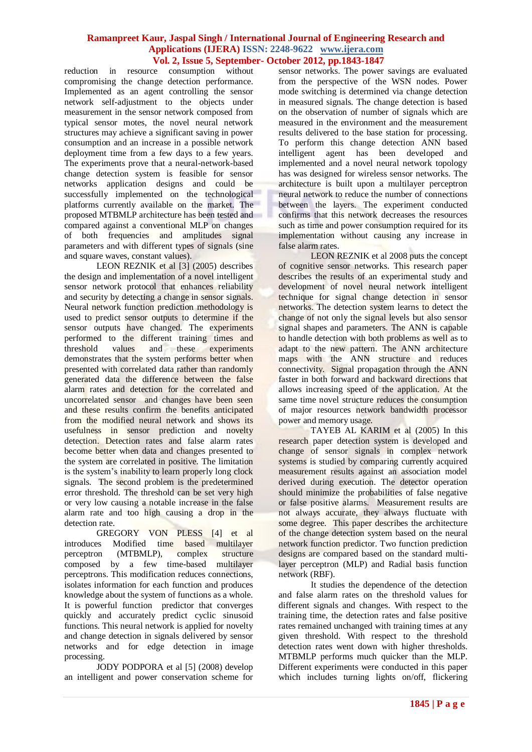reduction in resource consumption without compromising the change detection performance. Implemented as an agent controlling the sensor network self-adjustment to the objects under measurement in the sensor network composed from typical sensor motes, the novel neural network structures may achieve a significant saving in power consumption and an increase in a possible network deployment time from a few days to a few years. The experiments prove that a neural-network-based change detection system is feasible for sensor networks application designs and could be successfully implemented on the technological platforms currently available on the market. The proposed MTBMLP architecture has been tested and compared against a conventional MLP on changes of both frequencies and amplitudes signal parameters and with different types of signals (sine and square waves, constant values).

LEON REZNIK et al [3] (2005) describes the design and implementation of a novel intelligent sensor network protocol that enhances reliability and security by detecting a change in sensor signals. Neural network function prediction methodology is used to predict sensor outputs to determine if the sensor outputs have changed. The experiments performed to the different training times and threshold values and these experiments demonstrates that the system performs better when presented with correlated data rather than randomly generated data the difference between the false alarm rates and detection for the correlated and uncorrelated sensor and changes have been seen and these results confirm the benefits anticipated from the modified neural network and shows its usefulness in sensor prediction and novelty detection. Detection rates and false alarm rates become better when data and changes presented to the system are correlated in positive. The limitation is the system's inability to learn properly long clock signals. The second problem is the predetermined error threshold. The threshold can be set very high or very low causing a notable increase in the false alarm rate and too high causing a drop in the detection rate.

GREGORY VON PLESS [4] et al introduces Modified time based multilayer perceptron (MTBMLP), complex structure composed by a few time-based multilayer perceptrons. This modification reduces connections, isolates information for each function and produces knowledge about the system of functions as a whole. It is powerful function predictor that converges quickly and accurately predict cyclic sinusoid functions. This neural network is applied for novelty and change detection in signals delivered by sensor networks and for edge detection in image processing.

JODY PODPORA et al [5] (2008) develop an intelligent and power conservation scheme for sensor networks. The power savings are evaluated from the perspective of the WSN nodes. Power mode switching is determined via change detection in measured signals. The change detection is based on the observation of number of signals which are measured in the environment and the measurement results delivered to the base station for processing. To perform this change detection ANN based intelligent agent has been developed and implemented and a novel neural network topology has was designed for wireless sensor networks. The architecture is built upon a multilayer perceptron neural network to reduce the number of connections between the layers. The experiment conducted confirms that this network decreases the resources such as time and power consumption required for its implementation without causing any increase in false alarm rates.

LEON REZNIK et al 2008 puts the concept of cognitive sensor networks. This research paper describes the results of an experimental study and development of novel neural network intelligent technique for signal change detection in sensor networks. The detection system learns to detect the change of not only the signal levels but also sensor signal shapes and parameters. The ANN is capable to handle detection with both problems as well as to adapt to the new pattern. The ANN architecture maps with the ANN structure and reduces connectivity. Signal propagation through the ANN faster in both forward and backward directions that allows increasing speed of the application. At the same time novel structure reduces the consumption of major resources network bandwidth processor power and memory usage.

TAYEB AL KARIM et al (2005) In this research paper detection system is developed and change of sensor signals in complex network systems is studied by comparing currently acquired measurement results against an association model derived during execution. The detector operation should minimize the probabilities of false negative or false positive alarms. Measurement results are not always accurate, they always fluctuate with some degree. This paper describes the architecture of the change detection system based on the neural network function predictor. Two function prediction designs are compared based on the standard multi-layer perceptron (MLP) and Radial basis function network (RBF).

It studies the dependence of the detection and false alarm rates on the threshold values for different signals and changes. With respect to the training time, the detection rates and false positive rates remained unchanged with training times at any given threshold. With respect to the threshold detection rates went down with higher thresholds. MTBMLP performs much quicker than the MLP. Different experiments were conducted in this paper which includes turning lights on/off, flickering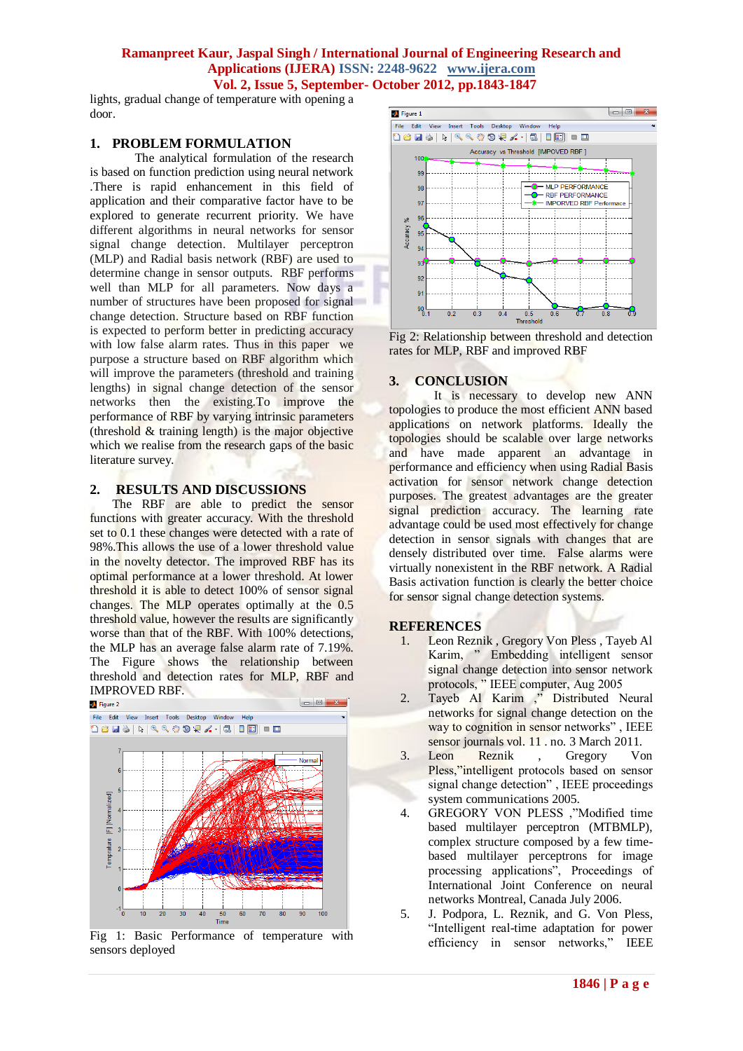lights, gradual change of temperature with opening a door.

## 1. PROBLEM FORMULATION

The analytical formulation of the research is based on function prediction using neural network .There is rapid enhancement in this field of application and their comparative factor have to be explored to generate recurrent priority. We have different algorithms in neural networks for sensor signal change detection. Multilayer perceptron (MLP) and Radial basis network (RBF) are used to determine change in sensor outputs. RBF performs well than MLP for all parameters. Now days a number of structures have been proposed for signal change detection. Structure based on RBF function is expected to perform better in predicting accuracy with low false alarm rates. Thus in this paper we purpose a structure based on RBF algorithm which will improve the parameters (threshold and training lengths) in signal change detection of the sensor networks then the existing.To improve the performance of RBF by varying intrinsic parameters (threshold & training length) is the major objective which we realise from the research gaps of the basic literature survey.

## 2. RESULTS AND DISCUSSIONS

The RBF are able to predict the sensor functions with greater accuracy. With the threshold set to 0.1 these changes were detected with a rate of 98%.This allows the use of a lower threshold value in the novelty detector. The improved RBF has its optimal performance at a lower threshold. At lower threshold it is able to detect 100% of sensor signal changes. The MLP operates optimally at the 0.5 threshold value, however the results are significantly worse than that of the RBF. With 100% detections, the MLP has an average false alarm rate of 7.19%. The Figure shows the relationship between threshold and detection rates for MLP, RBF and IMPROVED RBF.

Fig 1: Basic Performance of temperature with sensors deployed

Fig 2: Relationship between threshold and detection rates for MLP, RBF and improved RBF

## 3. CONCLUSION

It is necessary to develop new ANN topologies to produce the most efficient ANN based applications on network platforms. Ideally the topologies should be scalable over large networks and have made apparent an advantage in performance and efficiency when using Radial Basis activation for sensor network change detection purposes. The greatest advantages are the greater signal prediction accuracy. The learning rate advantage could be used most effectively for change detection in sensor signals with changes that are densely distributed over time. False alarms were virtually nonexistent in the RBF network. A Radial Basis activation function is clearly the better choice for sensor signal change detection systems.

## REFERENCES

1. Leon Reznik , Gregory Von Pless , Tayeb Al Karim, " Embedding intelligent sensor signal change detection into sensor network protocols, " IEEE computer, Aug 2005
2. Tayeb Al Karim ," Distributed Neural networks for signal change detection on the way to cognition in sensor networks" , IEEE sensor journals vol. 11 . no. 3 March 2011.
3. Leon Reznik , Gregory Von Pless,"intelligent protocols based on sensor signal change detection" , IEEE proceedings system communications 2005.
4. GREGORY VON PLESS ,"Modified time based multilayer perceptron (MTBMLP), complex structure composed by a few time-based multilayer perceptrons for image processing applications", Proceedings of International Joint Conference on neural networks Montreal, Canada July 2006.
5. J. Podpora, L. Reznik, and G. Von Pless, "Intelligent real-time adaptation for power efficiency in sensor networks," IEEE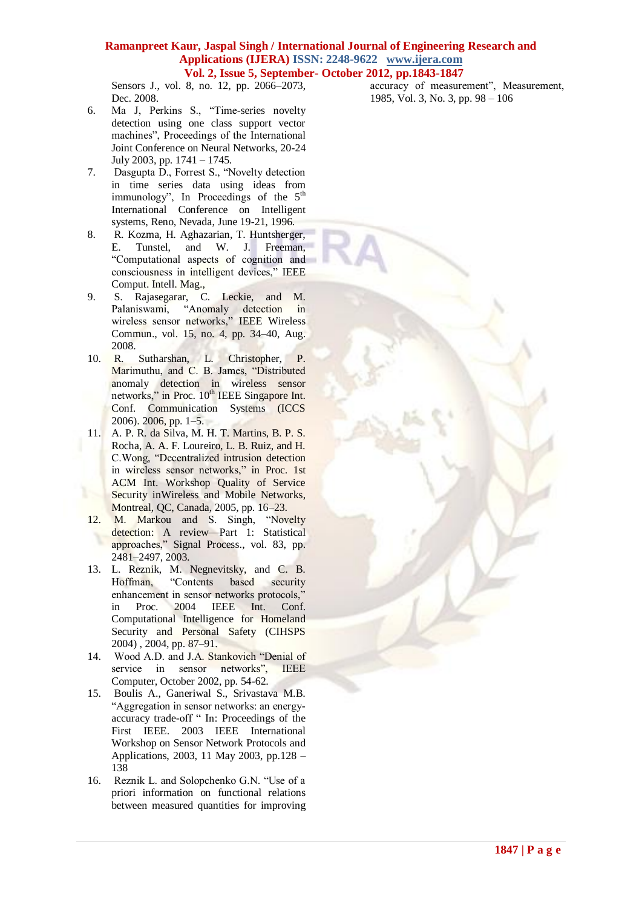Sensors J., vol. 8, no. 12, pp. 2066–2073, Dec. 2008.

6. Ma J, Perkins S., "Time-series novelty detection using one class support vector machines", Proceedings of the International Joint Conference on Neural Networks, 20-24 July 2003, pp. 1741 – 1745.
7. Dasgupta D., Forrest S., "Novelty detection in time series data using ideas from immunology", In Proceedings of the 5th International Conference on Intelligent systems, Reno, Nevada, June 19-21, 1996.
8. R. Kozma, H. Aghazarian, T. Huntsherger, E. Tunstel, and W. J. Freeman, "Computational aspects of cognition and consciousness in intelligent devices," IEEE Comput. Intell. Mag.,
9. S. Rajasegarar, C. Leckie, and M. Palaniswami, "Anomaly detection in wireless sensor networks," IEEE Wireless Commun., vol. 15, no. 4, pp. 34–40, Aug. 2008.
10. R. Sutharshan, L. Christopher, P. Marimuthu, and C. B. James, "Distributed anomaly detection in wireless sensor networks," in Proc. 10th IEEE Singapore Int. Conf. Communication Systems (ICCS 2006). 2006, pp. 1–5.
11. A. P. R. da Silva, M. H. T. Martins, B. P. S. Rocha, A. A. F. Loureiro, L. B. Ruiz, and H. C.Wong, "Decentralized intrusion detection in wireless sensor networks," in Proc. 1st ACM Int. Workshop Quality of Service Security inWireless and Mobile Networks, Montreal, QC, Canada, 2005, pp. 16–23.
12. M. Markou and S. Singh, "Novelty detection: A review—Part 1: Statistical approaches," Signal Process., vol. 83, pp. 2481–2497, 2003.
13. L. Reznik, M. Negnevitsky, and C. B. Hoffman, "Contents based security enhancement in sensor networks protocols," in Proc. 2004 IEEE Int. Conf. Computational Intelligence for Homeland Security and Personal Safety (CIHSPS 2004) , 2004, pp. 87–91.
14. Wood A.D. and J.A. Stankovich "Denial of service in sensor networks", IEEE Computer, October 2002, pp. 54-62.
15. Boulis A., Ganeriwal S., Srivastava M.B. "Aggregation in sensor networks: an energy-accuracy trade-off " In: Proceedings of the First IEEE. 2003 IEEE International Workshop on Sensor Network Protocols and Applications, 2003, 11 May 2003, pp.128 – 138
16. Reznik L. and Solopchenko G.N. "Use of a priori information on functional relations between measured quantities for improving accuracy of measurement", Measurement, 1985, Vol. 3, No. 3, pp. 98 – 106